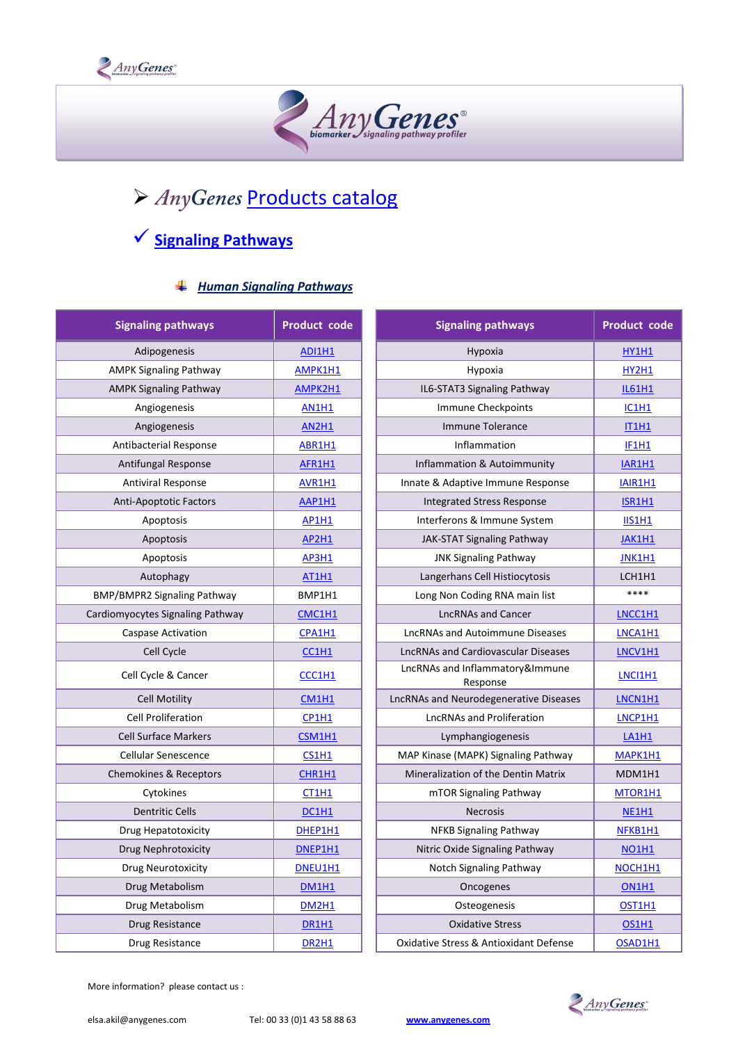# AnyGenes Products catalog

## Signaling Pathways

### Human Signaling Pathways

| Signaling pathways | Product code |
|---|---|
| Adipogenesis | ADI1H1 |
| AMPK Signaling Pathway | AMPK1H1 |
| AMPK Signaling Pathway | AMPK2H1 |
| Angiogenesis | AN1H1 |
| Angiogenesis | AN2H1 |
| Antibacterial Response | ABR1H1 |
| Antifungal Response | AFR1H1 |
| Antiviral Response | AVR1H1 |
| Anti-Apoptotic Factors | AAP1H1 |
| Apoptosis | AP1H1 |
| Apoptosis | AP2H1 |
| Apoptosis | AP3H1 |
| Autophagy | AT1H1 |
| BMP/BMPR2 Signaling Pathway | BMP1H1 |
| Cardiomyocytes Signaling Pathway | CMC1H1 |
| Caspase Activation | CPA1H1 |
| Cell Cycle | CC1H1 |
| Cell Cycle & Cancer | CCC1H1 |
| Cell Motility | CM1H1 |
| Cell Proliferation | CP1H1 |
| Cell Surface Markers | CSM1H1 |
| Cellular Senescence | CS1H1 |
| Chemokines & Receptors | CHR1H1 |
| Cytokines | CT1H1 |
| Dentritic Cells | DC1H1 |
| Drug Hepatotoxicity | DHEP1H1 |
| Drug Nephrotoxicity | DNEP1H1 |
| Drug Neurotoxicity | DNEU1H1 |
| Drug Metabolism | DM1H1 |
| Drug Metabolism | DM2H1 |
| Drug Resistance | DR1H1 |
| Drug Resistance | DR2H1 |

| Signaling pathways | Product code |
|---|---|
| Hypoxia | HY1H1 |
| Hypoxia | HY2H1 |
| IL6-STAT3 Signaling Pathway | IL61H1 |
| Immune Checkpoints | IC1H1 |
| Immune Tolerance | IT1H1 |
| Inflammation | IF1H1 |
| Inflammation & Autoimmunity | IAR1H1 |
| Innate & Adaptive Immune Response | IAIR1H1 |
| Integrated Stress Response | ISR1H1 |
| Interferons & Immune System | IIS1H1 |
| JAK-STAT Signaling Pathway | JAK1H1 |
| JNK Signaling Pathway | JNK1H1 |
| Langerhans Cell Histiocytosis | LCH1H1 |
| Long Non Coding RNA main list | **** |
| LncRNAs and Cancer | LNCC1H1 |
| LncRNAs and Autoimmune Diseases | LNCA1H1 |
| LncRNAs and Cardiovascular Diseases | LNCV1H1 |
| LncRNAs and Inflammatory&Immune Response | LNCI1H1 |
| LncRNAs and Neurodegenerative Diseases | LNCN1H1 |
| LncRNAs and Proliferation | LNCP1H1 |
| Lymphangiogenesis | LA1H1 |
| MAP Kinase (MAPK) Signaling Pathway | MAPK1H1 |
| Mineralization of the Dentin Matrix | MDM1H1 |
| mTOR Signaling Pathway | MTOR1H1 |
| Necrosis | NE1H1 |
| NFKB Signaling Pathway | NFKB1H1 |
| Nitric Oxide Signaling Pathway | NO1H1 |
| Notch Signaling Pathway | NOCH1H1 |
| Oncogenes | ON1H1 |
| Osteogenesis | OST1H1 |
| Oxidative Stress | OS1H1 |
| Oxidative Stress & Antioxidant Defense | OSAD1H1 |

More information? please contact us :

elsa.akil@anygenes.com Tel: 00 33 (0)1 43 58 88 63 www.anygenes.com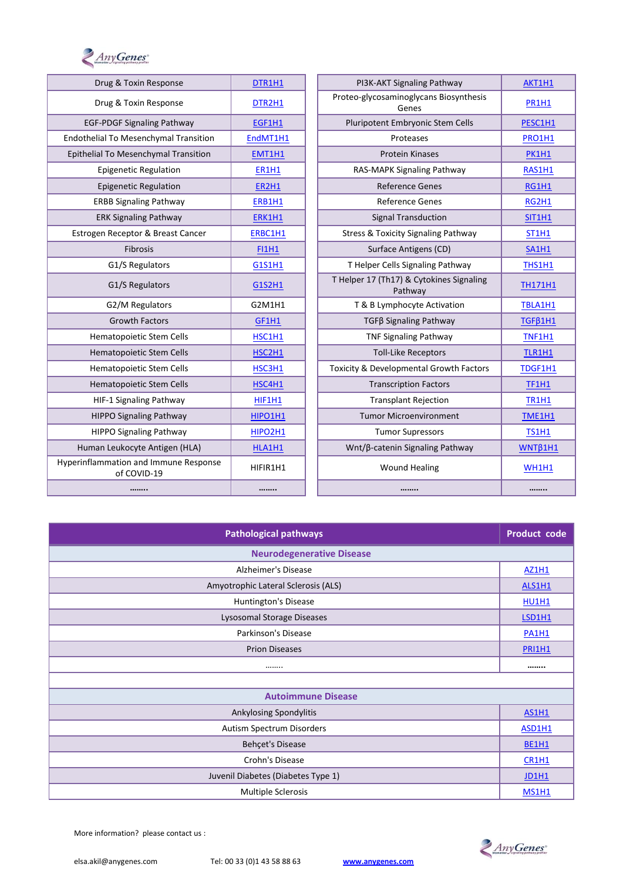| Drug & Toxin Response | DTR1H1 |
|---|---|
| Drug & Toxin Response | DTR2H1 |
| EGF-PDGF Signaling Pathway | EGF1H1 |
| Endothelial To Mesenchymal Transition | EndMT1H1 |
| Epithelial To Mesenchymal Transition | EMT1H1 |
| Epigenetic Regulation | ER1H1 |
| Epigenetic Regulation | ER2H1 |
| ERBB Signaling Pathway | ERB1H1 |
| ERK Signaling Pathway | ERK1H1 |
| Estrogen Receptor & Breast Cancer | ERBC1H1 |
| Fibrosis | FI1H1 |
| G1/S Regulators | G1S1H1 |
| G1/S Regulators | G1S2H1 |
| G2/M Regulators | G2M1H1 |
| Growth Factors | GF1H1 |
| Hematopoietic Stem Cells | HSC1H1 |
| Hematopoietic Stem Cells | HSC2H1 |
| Hematopoietic Stem Cells | HSC3H1 |
| Hematopoietic Stem Cells | HSC4H1 |
| HIF-1 Signaling Pathway | HIF1H1 |
| HIPPO Signaling Pathway | HIPO1H1 |
| HIPPO Signaling Pathway | HIPO2H1 |
| Human Leukocyte Antigen (HLA) | HLA1H1 |
| Hyperinflammation and Immune Response of COVID-19 | HIFIR1H1 |
| …….. | …….. |

| PI3K-AKT Signaling Pathway | AKT1H1 |
|---|---|
| Proteo-glycosaminoglycans Biosynthesis Genes | PR1H1 |
| Pluripotent Embryonic Stem Cells | PESC1H1 |
| Proteases | PRO1H1 |
| Protein Kinases | PK1H1 |
| RAS-MAPK Signaling Pathway | RAS1H1 |
| Reference Genes | RG1H1 |
| Reference Genes | RG2H1 |
| Signal Transduction | SIT1H1 |
| Stress & Toxicity Signaling Pathway | ST1H1 |
| Surface Antigens (CD) | SA1H1 |
| T Helper Cells Signaling Pathway | THS1H1 |
| T Helper 17 (Th17) & Cytokines Signaling Pathway | TH171H1 |
| T & B Lymphocyte Activation | TBLA1H1 |
| TGFβ Signaling Pathway | TGFβ1H1 |
| TNF Signaling Pathway | TNF1H1 |
| Toll-Like Receptors | TLR1H1 |
| Toxicity & Developmental Growth Factors | TDGF1H1 |
| Transcription Factors | TF1H1 |
| Transplant Rejection | TR1H1 |
| Tumor Microenvironment | TME1H1 |
| Tumor Supressors | TS1H1 |
| Wnt/β-catenin Signaling Pathway | WNTβ1H1 |
| Wound Healing | WH1H1 |
| …….. | …….. |

| Pathological pathways | Product code |
|---|---|
| **Neurodegenerative Disease** | |
| Alzheimer's Disease | AZ1H1 |
| Amyotrophic Lateral Sclerosis (ALS) | ALS1H1 |
| Huntington's Disease | HU1H1 |
| Lysosomal Storage Diseases | LSD1H1 |
| Parkinson's Disease | PA1H1 |
| Prion Diseases | PRI1H1 |
| …….. | …….. |
| | |
| **Autoimmune Disease** | |
| Ankylosing Spondylitis | AS1H1 |
| Autism Spectrum Disorders | ASD1H1 |
| Behçet's Disease | BE1H1 |
| Crohn's Disease | CR1H1 |
| Juvenil Diabetes (Diabetes Type 1) | JD1H1 |
| Multiple Sclerosis | MS1H1 |

More information? please contact us :

elsa.akil@anygenes.com Tel: 00 33 (0)1 43 58 88 63 www.anygenes.com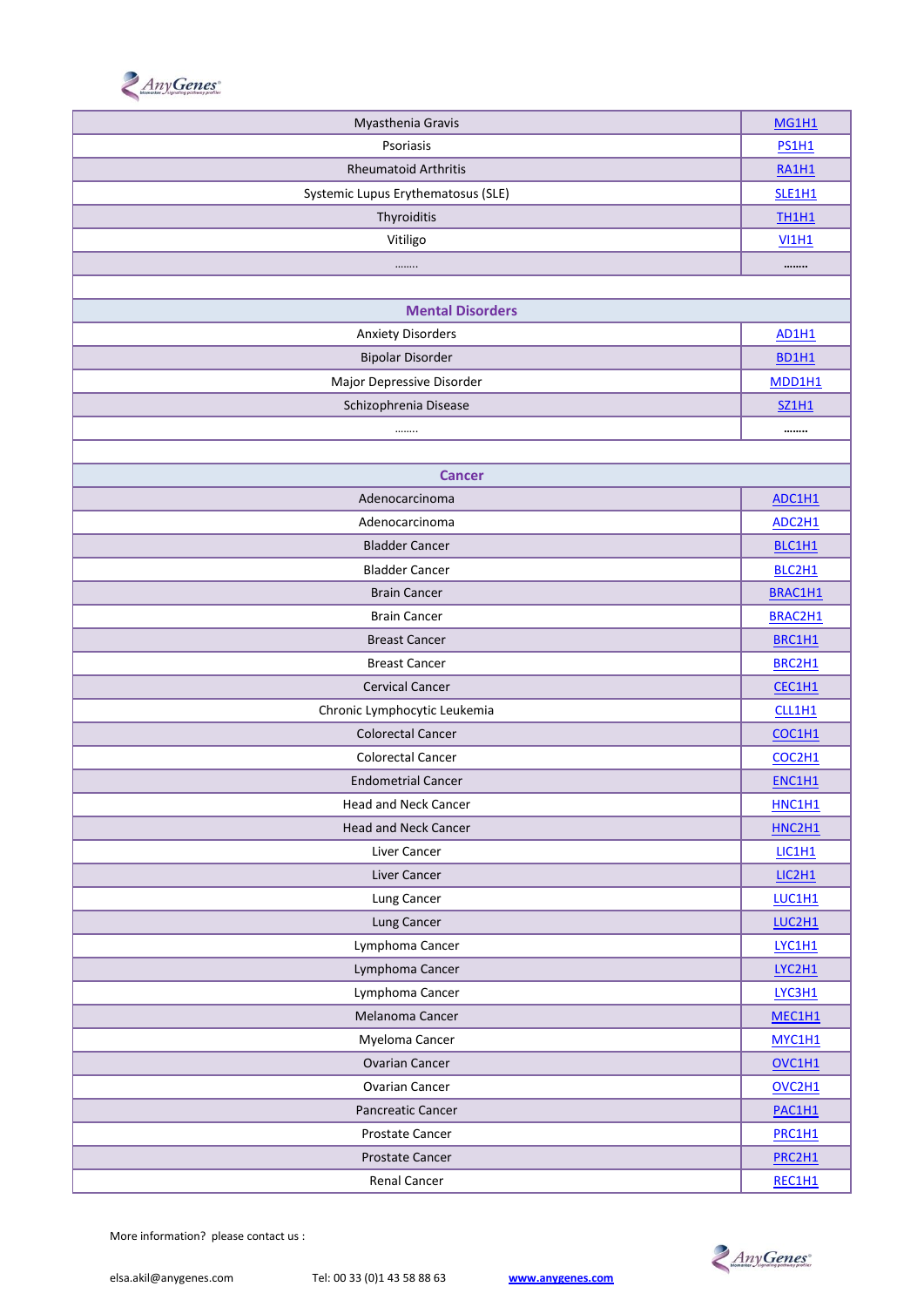| | |
|---|---|
| Myasthenia Gravis | MG1H1 |
| Psoriasis | PS1H1 |
| Rheumatoid Arthritis | RA1H1 |
| Systemic Lupus Erythematosus (SLE) | SLE1H1 |
| Thyroiditis | TH1H1 |
| Vitiligo | VI1H1 |
| …….. | …….. |
| | |
| **Mental Disorders** | |
| Anxiety Disorders | AD1H1 |
| Bipolar Disorder | BD1H1 |
| Major Depressive Disorder | MDD1H1 |
| Schizophrenia Disease | SZ1H1 |
| …….. | …….. |
| | |
| **Cancer** | |
| Adenocarcinoma | ADC1H1 |
| Adenocarcinoma | ADC2H1 |
| Bladder Cancer | BLC1H1 |
| Bladder Cancer | BLC2H1 |
| Brain Cancer | BRAC1H1 |
| Brain Cancer | BRAC2H1 |
| Breast Cancer | BRC1H1 |
| Breast Cancer | BRC2H1 |
| Cervical Cancer | CEC1H1 |
| Chronic Lymphocytic Leukemia | CLL1H1 |
| Colorectal Cancer | COC1H1 |
| Colorectal Cancer | COC2H1 |
| Endometrial Cancer | ENC1H1 |
| Head and Neck Cancer | HNC1H1 |
| Head and Neck Cancer | HNC2H1 |
| Liver Cancer | LIC1H1 |
| Liver Cancer | LIC2H1 |
| Lung Cancer | LUC1H1 |
| Lung Cancer | LUC2H1 |
| Lymphoma Cancer | LYC1H1 |
| Lymphoma Cancer | LYC2H1 |
| Lymphoma Cancer | LYC3H1 |
| Melanoma Cancer | MEC1H1 |
| Myeloma Cancer | MYC1H1 |
| Ovarian Cancer | OVC1H1 |
| Ovarian Cancer | OVC2H1 |
| Pancreatic Cancer | PAC1H1 |
| Prostate Cancer | PRC1H1 |
| Prostate Cancer | PRC2H1 |
| Renal Cancer | REC1H1 |

More information? please contact us :

elsa.akil@anygenes.com Tel: 00 33 (0)1 43 58 88 63 www.anygenes.com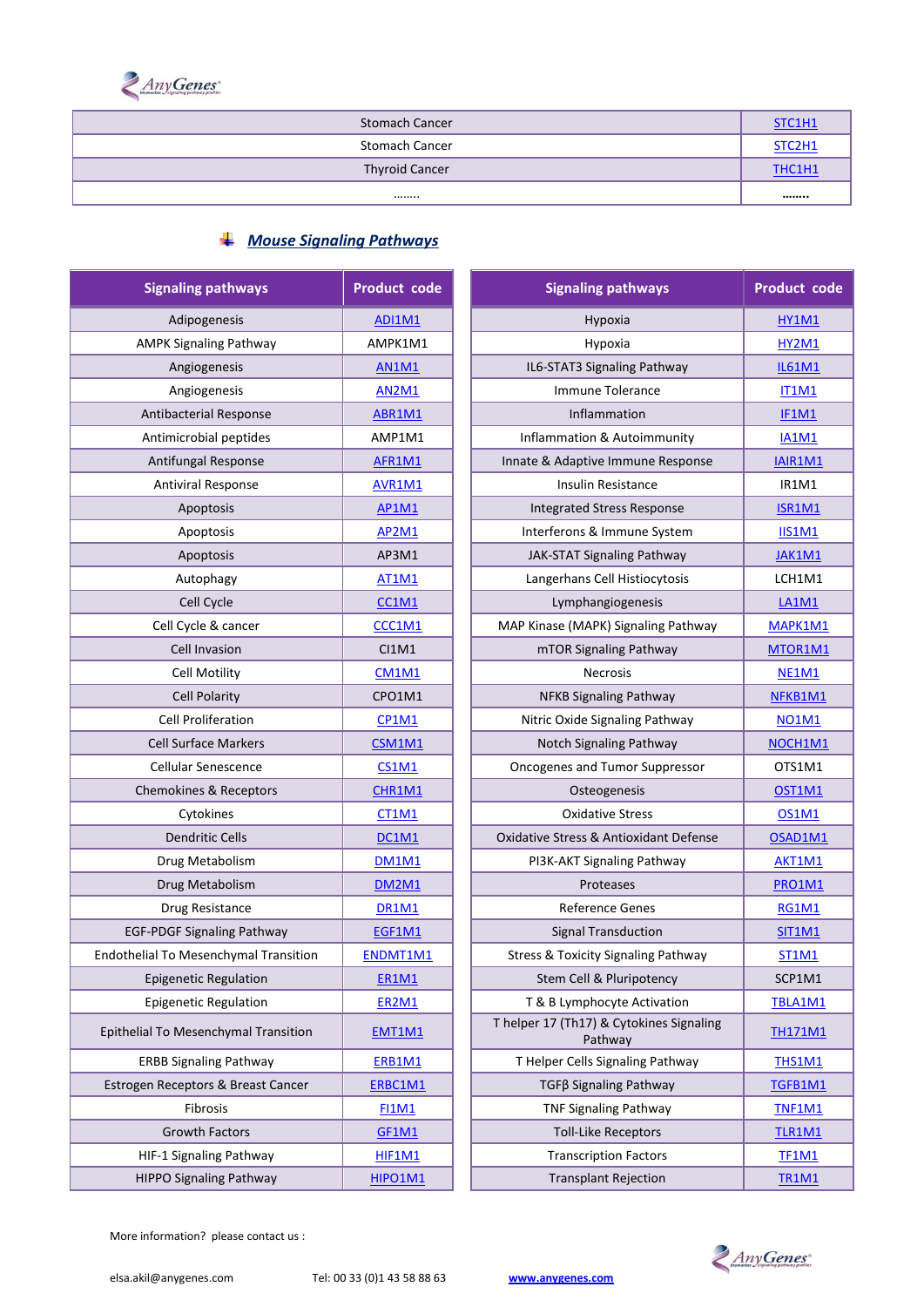| Stomach Cancer | STC1H1 |
|---|---|
| Stomach Cancer | STC2H1 |
| Thyroid Cancer | THC1H1 |
| …….. | …….. |

## *Mouse Signaling Pathways*

| Signaling pathways | Product code | Signaling pathways | Product code |
|---|---|---|---|
| Adipogenesis | ADI1M1 | Hypoxia | HY1M1 |
| AMPK Signaling Pathway | AMPK1M1 | Hypoxia | HY2M1 |
| Angiogenesis | AN1M1 | IL6-STAT3 Signaling Pathway | IL61M1 |
| Angiogenesis | AN2M1 | Immune Tolerance | IT1M1 |
| Antibacterial Response | ABR1M1 | Inflammation | IF1M1 |
| Antimicrobial peptides | AMP1M1 | Inflammation & Autoimmunity | IA1M1 |
| Antifungal Response | AFR1M1 | Innate & Adaptive Immune Response | IAIR1M1 |
| Antiviral Response | AVR1M1 | Insulin Resistance | IR1M1 |
| Apoptosis | AP1M1 | Integrated Stress Response | ISR1M1 |
| Apoptosis | AP2M1 | Interferons & Immune System | IIS1M1 |
| Apoptosis | AP3M1 | JAK-STAT Signaling Pathway | JAK1M1 |
| Autophagy | AT1M1 | Langerhans Cell Histiocytosis | LCH1M1 |
| Cell Cycle | CC1M1 | Lymphangiogenesis | LA1M1 |
| Cell Cycle & cancer | CCC1M1 | MAP Kinase (MAPK) Signaling Pathway | MAPK1M1 |
| Cell Invasion | CI1M1 | mTOR Signaling Pathway | MTOR1M1 |
| Cell Motility | CM1M1 | Necrosis | NE1M1 |
| Cell Polarity | CPO1M1 | NFKB Signaling Pathway | NFKB1M1 |
| Cell Proliferation | CP1M1 | Nitric Oxide Signaling Pathway | NO1M1 |
| Cell Surface Markers | CSM1M1 | Notch Signaling Pathway | NOCH1M1 |
| Cellular Senescence | CS1M1 | Oncogenes and Tumor Suppressor | OTS1M1 |
| Chemokines & Receptors | CHR1M1 | Osteogenesis | OST1M1 |
| Cytokines | CT1M1 | Oxidative Stress | OS1M1 |
| Dendritic Cells | DC1M1 | Oxidative Stress & Antioxidant Defense | OSAD1M1 |
| Drug Metabolism | DM1M1 | PI3K-AKT Signaling Pathway | AKT1M1 |
| Drug Metabolism | DM2M1 | Proteases | PRO1M1 |
| Drug Resistance | DR1M1 | Reference Genes | RG1M1 |
| EGF-PDGF Signaling Pathway | EGF1M1 | Signal Transduction | SIT1M1 |
| Endothelial To Mesenchymal Transition | ENDMT1M1 | Stress & Toxicity Signaling Pathway | ST1M1 |
| Epigenetic Regulation | ER1M1 | Stem Cell & Pluripotency | SCP1M1 |
| Epigenetic Regulation | ER2M1 | T & B Lymphocyte Activation | TBLA1M1 |
| Epithelial To Mesenchymal Transition | EMT1M1 | T helper 17 (Th17) & Cytokines Signaling Pathway | TH171M1 |
| ERBB Signaling Pathway | ERB1M1 | T Helper Cells Signaling Pathway | THS1M1 |
| Estrogen Receptors & Breast Cancer | ERBC1M1 | TGFβ Signaling Pathway | TGFB1M1 |
| Fibrosis | FI1M1 | TNF Signaling Pathway | TNF1M1 |
| Growth Factors | GF1M1 | Toll-Like Receptors | TLR1M1 |
| HIF-1 Signaling Pathway | HIF1M1 | Transcription Factors | TF1M1 |
| HIPPO Signaling Pathway | HIPO1M1 | Transplant Rejection | TR1M1 |

More information? please contact us :

elsa.akil@anygenes.com Tel: 00 33 (0)1 43 58 88 63 www.anygenes.com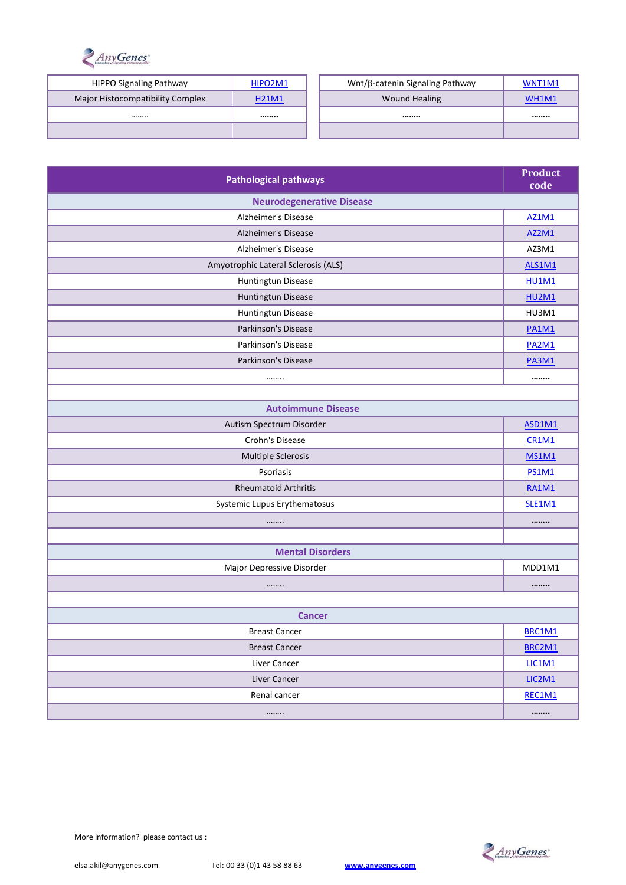| HIPPO Signaling Pathway | HIPO2M1 |
|---|---|
| Major Histocompatibility Complex | H21M1 |
| …….. | …….. |
| | |

| Wnt/β-catenin Signaling Pathway | WNT1M1 |
|---|---|
| Wound Healing | WH1M1 |
| …….. | …….. |
| | |

| Pathological pathways | Product code |
|---|---|
| **Neurodegenerative Disease** | |
| Alzheimer's Disease | AZ1M1 |
| Alzheimer's Disease | AZ2M1 |
| Alzheimer's Disease | AZ3M1 |
| Amyotrophic Lateral Sclerosis (ALS) | ALS1M1 |
| Huntingtun Disease | HU1M1 |
| Huntingtun Disease | HU2M1 |
| Huntingtun Disease | HU3M1 |
| Parkinson's Disease | PA1M1 |
| Parkinson's Disease | PA2M1 |
| Parkinson's Disease | PA3M1 |
| …….. | …….. |
| | |
| **Autoimmune Disease** | |
| Autism Spectrum Disorder | ASD1M1 |
| Crohn's Disease | CR1M1 |
| Multiple Sclerosis | MS1M1 |
| Psoriasis | PS1M1 |
| Rheumatoid Arthritis | RA1M1 |
| Systemic Lupus Erythematosus | SLE1M1 |
| …….. | …….. |
| | |
| **Mental Disorders** | |
| Major Depressive Disorder | MDD1M1 |
| …….. | …….. |
| | |
| **Cancer** | |
| Breast Cancer | BRC1M1 |
| Breast Cancer | BRC2M1 |
| Liver Cancer | LIC1M1 |
| Liver Cancer | LIC2M1 |
| Renal cancer | REC1M1 |
| …….. | …….. |

More information? please contact us :

elsa.akil@anygenes.com Tel: 00 33 (0)1 43 58 88 63 www.anygenes.com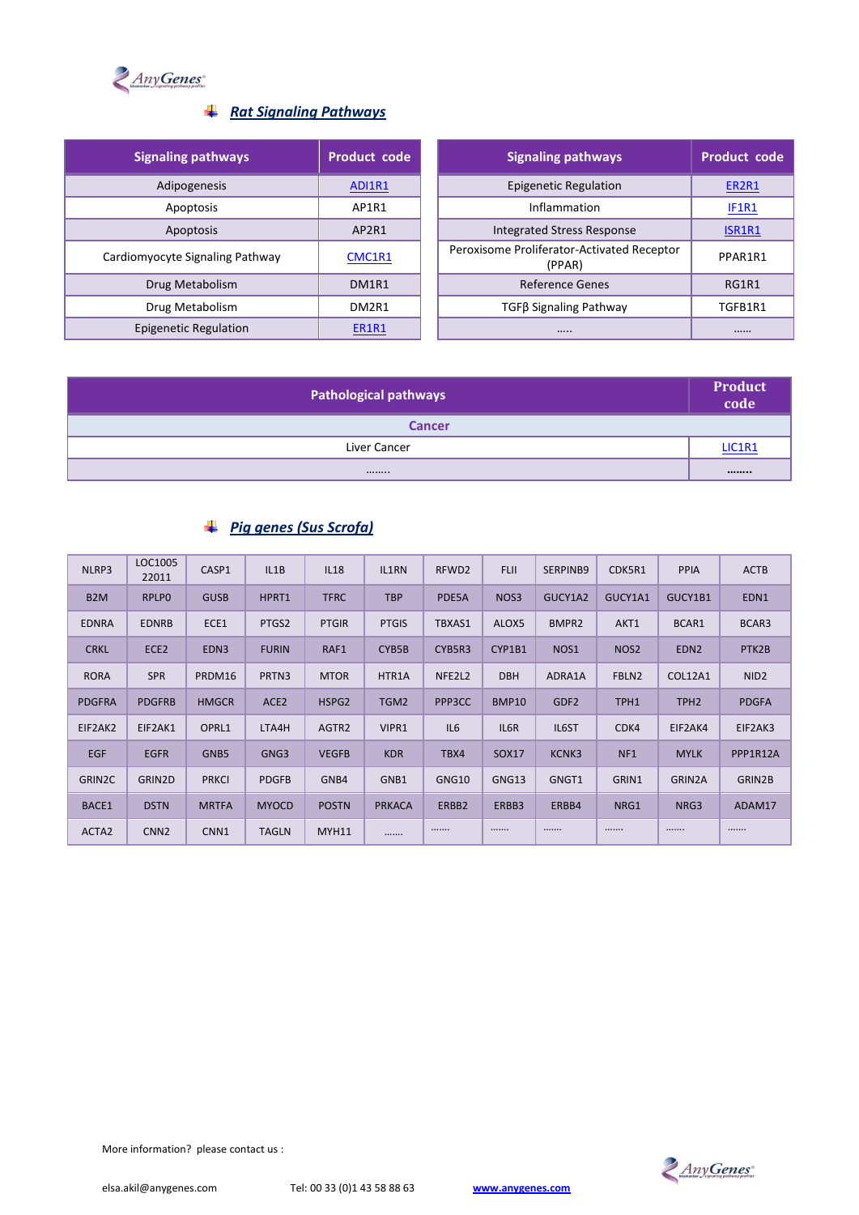## *Rat Signaling Pathways*

| Signaling pathways | Product code |
|---|---|
| Adipogenesis | ADI1R1 |
| Apoptosis | AP1R1 |
| Apoptosis | AP2R1 |
| Cardiomyocyte Signaling Pathway | CMC1R1 |
| Drug Metabolism | DM1R1 |
| Drug Metabolism | DM2R1 |
| Epigenetic Regulation | ER1R1 |

| Signaling pathways | Product code |
|---|---|
| Epigenetic Regulation | ER2R1 |
| Inflammation | IF1R1 |
| Integrated Stress Response | ISR1R1 |
| Peroxisome Proliferator-Activated Receptor (PPAR) | PPAR1R1 |
| Reference Genes | RG1R1 |
| TGFβ Signaling Pathway | TGFB1R1 |
| ..... | ...... |

| Pathological pathways | Product code |
|---|---|
| **Cancer** | |
| Liver Cancer | LIC1R1 |
| ........ | **........** |

## *Pig genes (Sus Scrofa)*

| | | | | | | | | | | | |
|---|---|---|---|---|---|---|---|---|---|---|---|
| NLRP3 | LOC100522011 | CASP1 | IL1B | IL18 | IL1RN | RFWD2 | FLII | SERPINB9 | CDK5R1 | PPIA | ACTB |
| B2M | RPLP0 | GUSB | HPRT1 | TFRC | TBP | PDE5A | NOS3 | GUCY1A2 | GUCY1A1 | GUCY1B1 | EDN1 |
| EDNRA | EDNRB | ECE1 | PTGS2 | PTGIR | PTGIS | TBXAS1 | ALOX5 | BMPR2 | AKT1 | BCAR1 | BCAR3 |
| CRKL | ECE2 | EDN3 | FURIN | RAF1 | CYB5B | CYB5R3 | CYP1B1 | NOS1 | NOS2 | EDN2 | PTK2B |
| RORA | SPR | PRDM16 | PRTN3 | MTOR | HTR1A | NFE2L2 | DBH | ADRA1A | FBLN2 | COL12A1 | NID2 |
| PDGFRA | PDGFRB | HMGCR | ACE2 | HSPG2 | TGM2 | PPP3CC | BMP10 | GDF2 | TPH1 | TPH2 | PDGFA |
| EIF2AK2 | EIF2AK1 | OPRL1 | LTA4H | AGTR2 | VIPR1 | IL6 | IL6R | IL6ST | CDK4 | EIF2AK4 | EIF2AK3 |
| EGF | EGFR | GNB5 | GNG3 | VEGFB | KDR | TBX4 | SOX17 | KCNK3 | NF1 | MYLK | PPP1R12A |
| GRIN2C | GRIN2D | PRKCI | PDGFB | GNB4 | GNB1 | GNG10 | GNG13 | GNGT1 | GRIN1 | GRIN2A | GRIN2B |
| BACE1 | DSTN | MRTFA | MYOCD | POSTN | PRKACA | ERBB2 | ERBB3 | ERBB4 | NRG1 | NRG3 | ADAM17 |
| ACTA2 | CNN2 | CNN1 | TAGLN | MYH11 | ....... | ....... | ....... | ....... | ....... | ....... | ....... |

More information? please contact us :

elsa.akil@anygenes.com Tel: 00 33 (0)1 43 58 88 63 www.anygenes.com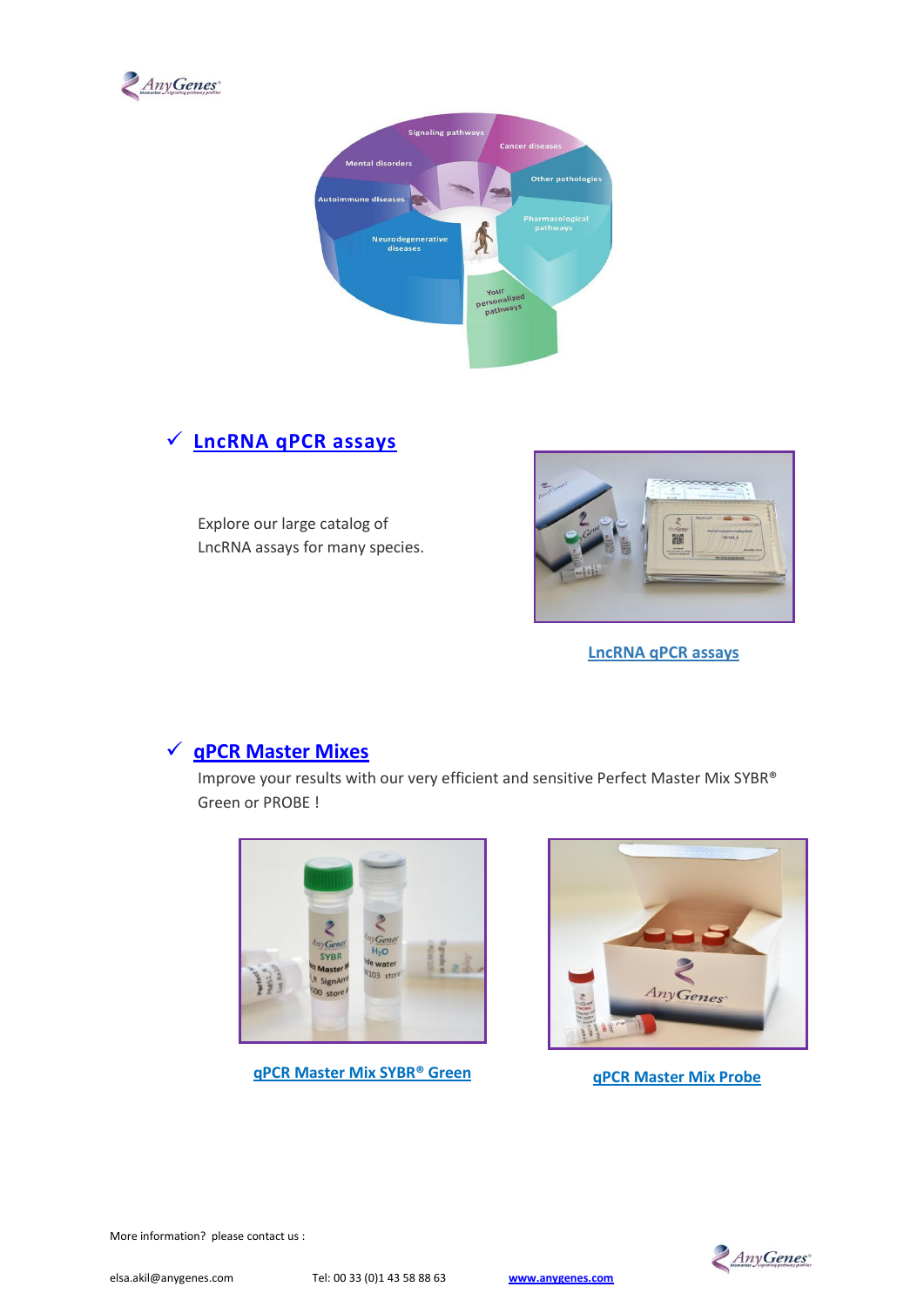## ✓ LncRNA qPCR assays

Explore our large catalog of LncRNA assays for many species.

LncRNA qPCR assays

## ✓ qPCR Master Mixes

Improve your results with our very efficient and sensitive Perfect Master Mix SYBR® Green or PROBE !

qPCR Master Mix SYBR® Green

qPCR Master Mix Probe

More information? please contact us :

elsa.akil@anygenes.com Tel: 00 33 (0)1 43 58 88 63 www.anygenes.com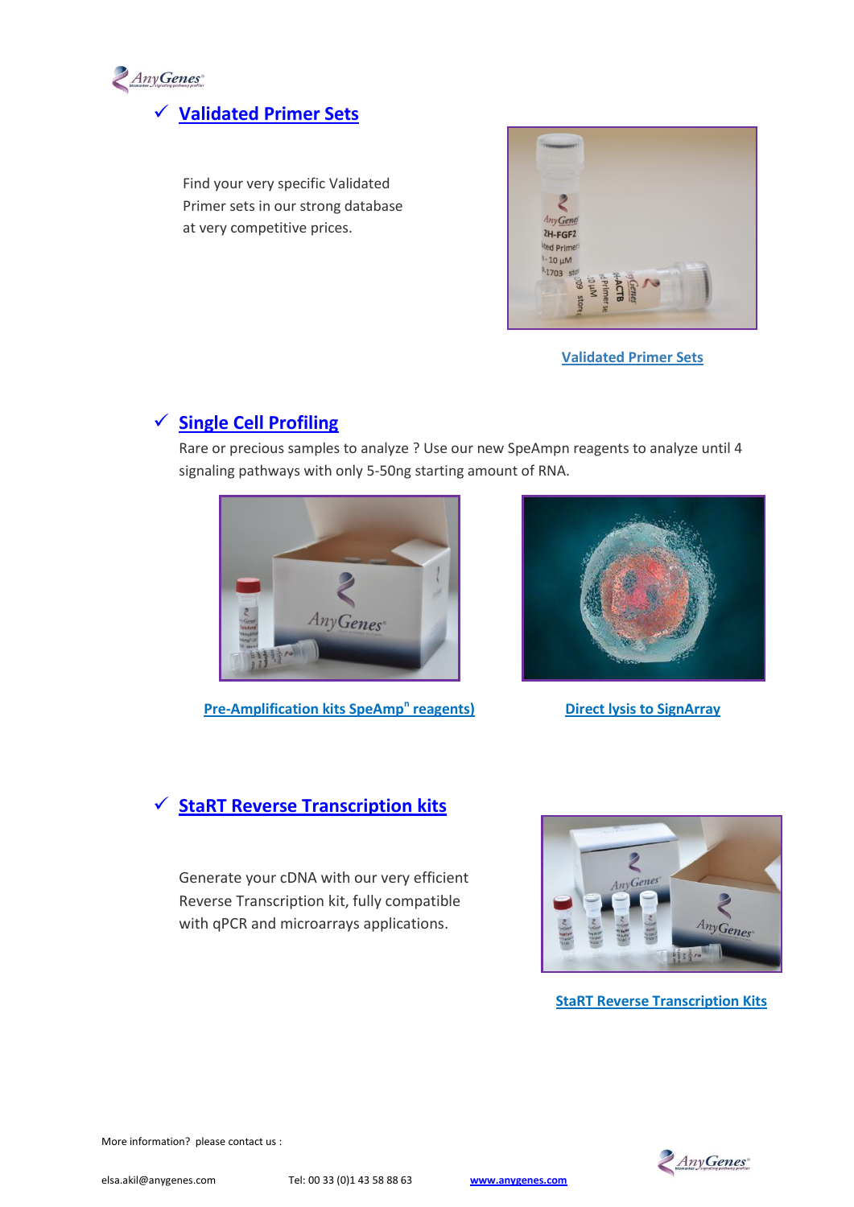## ✓ Validated Primer Sets

Find your very specific Validated Primer sets in our strong database at very competitive prices.

Validated Primer Sets

## ✓ Single Cell Profiling

Rare or precious samples to analyze ? Use our new SpeAmpn reagents to analyze until 4 signaling pathways with only 5-50ng starting amount of RNA.

Pre-Amplification kits SpeAmp$^n$ reagents)

Direct lysis to SignArray

## ✓ StaRT Reverse Transcription kits

Generate your cDNA with our very efficient Reverse Transcription kit, fully compatible with qPCR and microarrays applications.

StaRT Reverse Transcription Kits

More information? please contact us :

elsa.akil@anygenes.com Tel: 00 33 (0)1 43 58 88 63 www.anygenes.com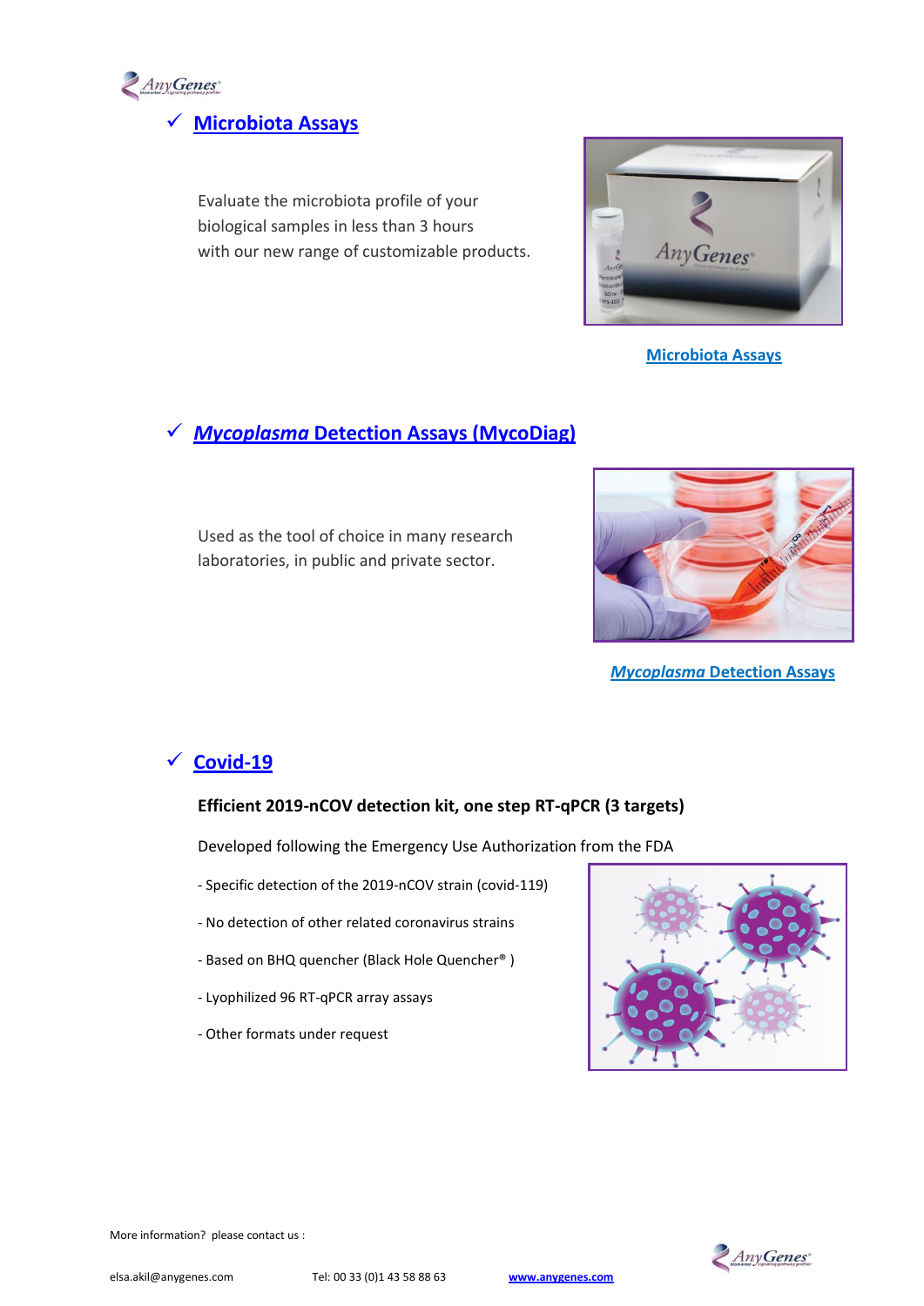## ✓ Microbiota Assays

Evaluate the microbiota profile of your biological samples in less than 3 hours with our new range of customizable products.

Microbiota Assays

## ✓ *Mycoplasma* Detection Assays (MycoDiag)

Used as the tool of choice in many research laboratories, in public and private sector.

*Mycoplasma* Detection Assays

## ✓ Covid-19

**Efficient 2019-nCOV detection kit, one step RT-qPCR (3 targets)**

Developed following the Emergency Use Authorization from the FDA

- Specific detection of the 2019-nCOV strain (covid-119)
- No detection of other related coronavirus strains
- Based on BHQ quencher (Black Hole Quencher® )
- Lyophilized 96 RT-qPCR array assays
- Other formats under request

More information? please contact us :

elsa.akil@anygenes.com Tel: 00 33 (0)1 43 58 88 63 www.anygenes.com